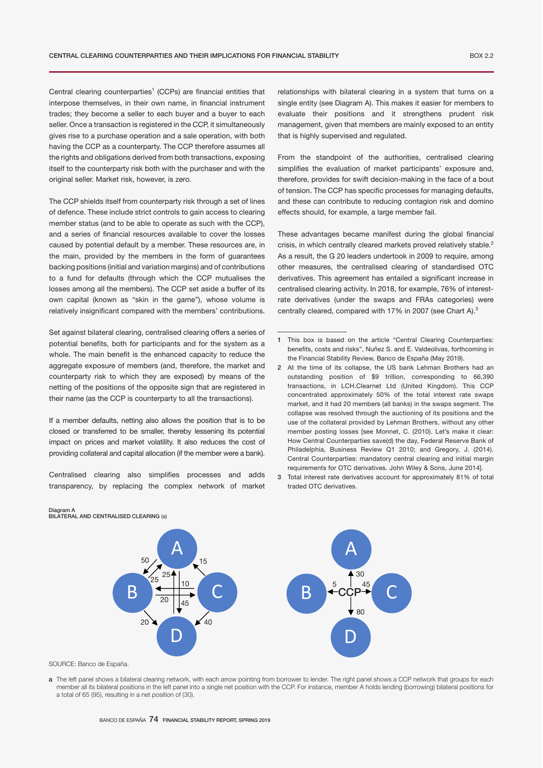# CENTRAL CLEARING COUNTERPARTIES AND THEIR IMPLICATIONS FOR FINANCIAL STABILITY

Central clearing counterparties[1] (CCPs) are financial entities that interpose themselves, in their own name, in financial instrument trades; they become a seller to each buyer and a buyer to each seller. Once a transaction is registered in the CCP, it simultaneously gives rise to a purchase operation and a sale operation, with both having the CCP as a counterparty. The CCP therefore assumes all the rights and obligations derived from both transactions, exposing itself to the counterparty risk both with the purchaser and with the original seller. Market risk, however, is zero.

The CCP shields itself from counterparty risk through a set of lines of defence. These include strict controls to gain access to clearing member status (and to be able to operate as such with the CCP), and a series of financial resources available to cover the losses caused by potential default by a member. These resources are, in the main, provided by the members in the form of guarantees backing positions (initial and variation margins) and of contributions to a fund for defaults (through which the CCP mutualises the losses among all the members). The CCP set aside a buffer of its own capital (known as "skin in the game"), whose volume is relatively insignificant compared with the members' contributions.

Set against bilateral clearing, centralised clearing offers a series of potential benefits, both for participants and for the system as a whole. The main benefit is the enhanced capacity to reduce the aggregate exposure of members (and, therefore, the market and counterparty risk to which they are exposed) by means of the netting of the positions of the opposite sign that are registered in their name (as the CCP is counterparty to all the transactions).

If a member defaults, netting also allows the position that is to be closed or transferred to be smaller, thereby lessening its potential impact on prices and market volatility. It also reduces the cost of providing collateral and capital allocation (if the member were a bank).

Centralised clearing also simplifies processes and adds transparency, by replacing the complex network of market relationships with bilateral clearing in a system that turns on a single entity (see Diagram A). This makes it easier for members to evaluate their positions and it strengthens prudent risk management, given that members are mainly exposed to an entity that is highly supervised and regulated.

From the standpoint of the authorities, centralised clearing simplifies the evaluation of market participants' exposure and, therefore, provides for swift decision-making in the face of a bout of tension. The CCP has specific processes for managing defaults, and these can contribute to reducing contagion risk and domino effects should, for example, a large member fail.

These advantages became manifest during the global financial crisis, in which centrally cleared markets proved relatively stable.[2] As a result, the G 20 leaders undertook in 2009 to require, among other measures, the centralised clearing of standardised OTC derivatives. This agreement has entailed a significant increase in centralised clearing activity. In 2018, for example, 76% of interest-rate derivatives (under the swaps and FRAs categories) were centrally cleared, compared with 17% in 2007 (see Chart A).[3]

1 This box is based on the article "Central Clearing Counterparties: benefits, costs and risks", Nuñez S. and E. Valdeolivas, forthcoming in the Financial Stability Review, Banco de España (May 2019).

2 At the time of its collapse, the US bank Lehman Brothers had an outstanding position of $9 trillion, corresponding to 66,390 transactions, in LCH.Clearnet Ltd (United Kingdom). This CCP concentrated approximately 50% of the total interest rate swaps market, and it had 20 members (all banks) in the swaps segment. The collapse was resolved through the auctioning of its positions and the use of the collateral provided by Lehman Brothers, without any other member posting losses [see Monnet, C. (2010). Let's make it clear: How Central Counterparties save(d) the day, Federal Reserve Bank of Philadelphia, Business Review Q1 2010; and Gregory, J. (2014). Central Counterparties: mandatory central clearing and initial margin requirements for OTC derivatives. John Wiley & Sons, June 2014].

3 Total interest rate derivatives account for approximately 81% of total traded OTC derivatives.

Diagram A
BILATERAL AND CENTRALISED CLEARING (a)

SOURCE: Banco de España.

a The left panel shows a bilateral clearing network, with each arrow pointing from borrower to lender. The right panel shows a CCP network that groups for each member all its bilateral positions in the left panel into a single net position with the CCP. For instance, member A holds lending (borrowing) bilateral positions for a total of 65 (95), resulting in a net position of (30).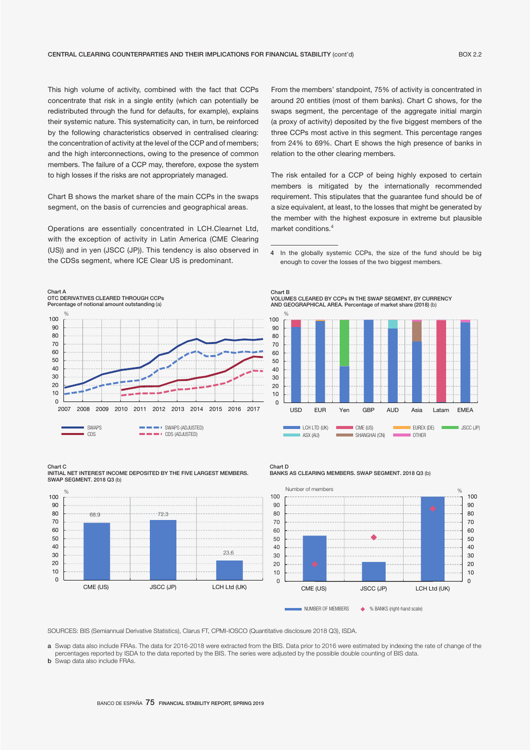This high volume of activity, combined with the fact that CCPs concentrate that risk in a single entity (which can potentially be redistributed through the fund for defaults, for example), explains their systemic nature. This systematicity can, in turn, be reinforced by the following characteristics observed in centralised clearing: the concentration of activity at the level of the CCP and of members; and the high interconnections, owing to the presence of common members. The failure of a CCP may, therefore, expose the system to high losses if the risks are not appropriately managed.

Chart B shows the market share of the main CCPs in the swaps segment, on the basis of currencies and geographical areas.

Operations are essentially concentrated in LCH.Clearnet Ltd, with the exception of activity in Latin America (CME Clearing (US)) and in yen (JSCC (JP)). This tendency is also observed in the CDSs segment, where ICE Clear US is predominant.

From the members' standpoint, 75% of activity is concentrated in around 20 entities (most of them banks). Chart C shows, for the swaps segment, the percentage of the aggregate initial margin (a proxy of activity) deposited by the five biggest members of the three CCPs most active in this segment. This percentage ranges from 24% to 69%. Chart E shows the high presence of banks in relation to the other clearing members.

The risk entailed for a CCP of being highly exposed to certain members is mitigated by the internationally recommended requirement. This stipulates that the guarantee fund should be of a size equivalent, at least, to the losses that might be generated by the member with the highest exposure in extreme but plausible market conditions.[4]

4 In the globally systemic CCPs, the size of the fund should be big enough to cover the losses of the two biggest members.

Chart A
OTC DERIVATIVES CLEARED THROUGH CCPs
Percentage of notional amount outstanding (a)

SWAPS | CDS | SWAPS (ADJUSTED) | CDS (ADJUSTED)

Chart B
VOLUMES CLEARED BY CCPs IN THE SWAP SEGMENT, BY CURRENCY AND GEOGRAPHICAL AREA. Percentage of market share (2018) (b)

LCH LTD (UK) | CME (US) | EUREX (DE) | JSCC (JP) | ASX (AU) | SHANGHAI (CN) | OTHER

Chart C
INITIAL NET INTEREST INCOME DEPOSITED BY THE FIVE LARGEST MEMBERS. SWAP SEGMENT. 2018 Q3 (b)

| | CME (US) | JSCC (JP) | LCH Ltd (UK) |
|---|---|---|---|
| % | 68.9 | 72.3 | 23.6 |

Chart D
BANKS AS CLEARING MEMBERS. SWAP SEGMENT. 2018 Q3 (b)

NUMBER OF MEMBERS | % BANKS (right-hand scale)

SOURCES: BIS (Semiannual Derivative Statistics), Clarus FT, CPMI-IOSCO (Quantitative disclosure 2018 Q3), ISDA.

a Swap data also include FRAs. The data for 2016-2018 were extracted from the BIS. Data prior to 2016 were estimated by indexing the rate of change of the percentages reported by ISDA to the data reported by the BIS. The series were adjusted by the possible double counting of BIS data.

b Swap data also include FRAs.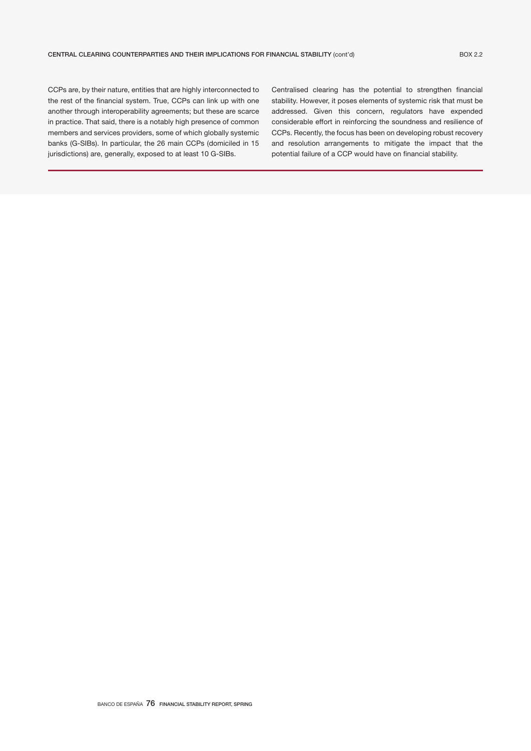CCPs are, by their nature, entities that are highly interconnected to the rest of the financial system. True, CCPs can link up with one another through interoperability agreements; but these are scarce in practice. That said, there is a notably high presence of common members and services providers, some of which globally systemic banks (G-SIBs). In particular, the 26 main CCPs (domiciled in 15 jurisdictions) are, generally, exposed to at least 10 G-SIBs.

Centralised clearing has the potential to strengthen financial stability. However, it poses elements of systemic risk that must be addressed. Given this concern, regulators have expended considerable effort in reinforcing the soundness and resilience of CCPs. Recently, the focus has been on developing robust recovery and resolution arrangements to mitigate the impact that the potential failure of a CCP would have on financial stability.